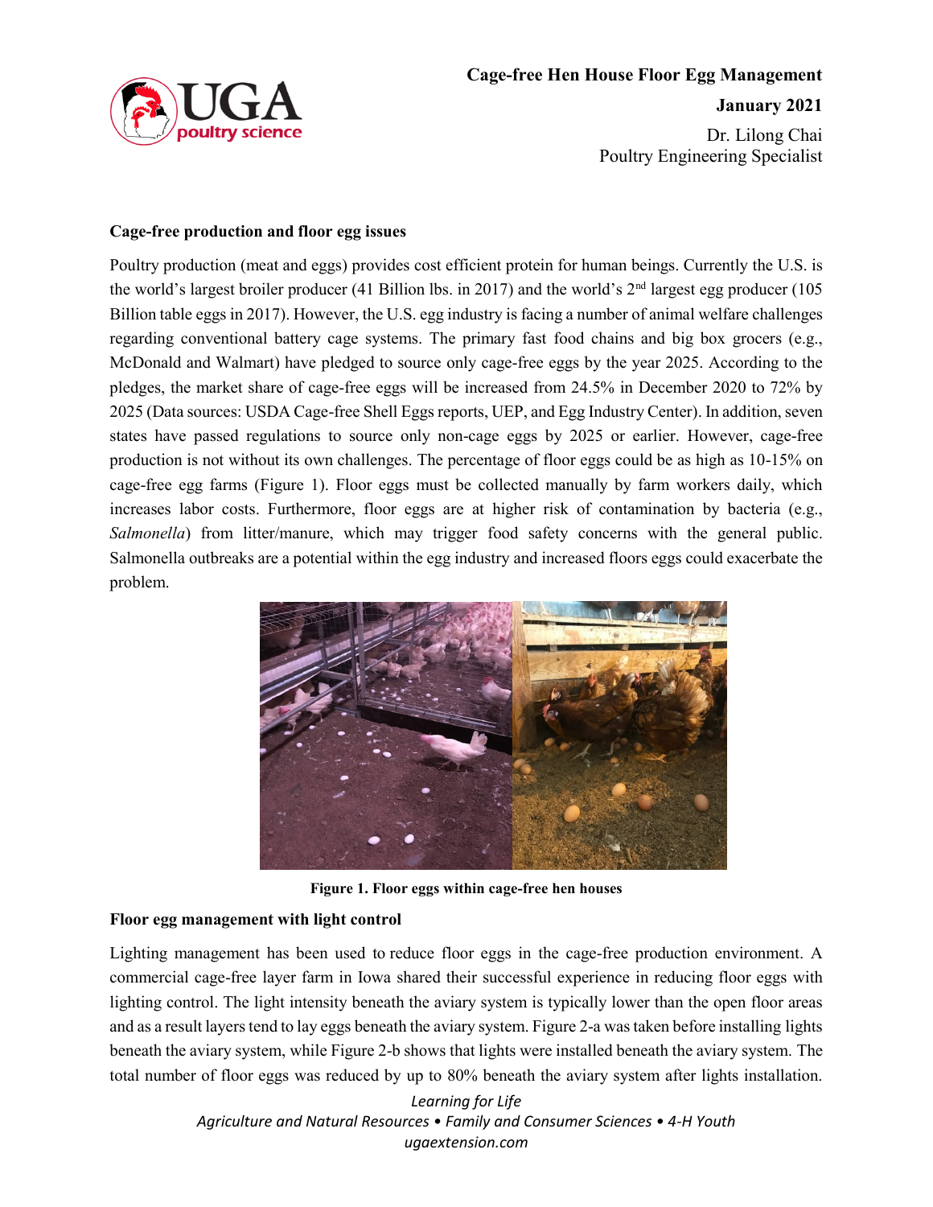**Cage-free Hen House Floor Egg Management**

**January 2021**

Dr. Lilong Chai
Poultry Engineering Specialist

## Cage-free production and floor egg issues

Poultry production (meat and eggs) provides cost efficient protein for human beings. Currently the U.S. is the world's largest broiler producer (41 Billion lbs. in 2017) and the world's 2nd largest egg producer (105 Billion table eggs in 2017). However, the U.S. egg industry is facing a number of animal welfare challenges regarding conventional battery cage systems. The primary fast food chains and big box grocers (e.g., McDonald and Walmart) have pledged to source only cage-free eggs by the year 2025. According to the pledges, the market share of cage-free eggs will be increased from 24.5% in December 2020 to 72% by 2025 (Data sources: USDA Cage-free Shell Eggs reports, UEP, and Egg Industry Center). In addition, seven states have passed regulations to source only non-cage eggs by 2025 or earlier. However, cage-free production is not without its own challenges. The percentage of floor eggs could be as high as 10-15% on cage-free egg farms (Figure 1). Floor eggs must be collected manually by farm workers daily, which increases labor costs. Furthermore, floor eggs are at higher risk of contamination by bacteria (e.g., *Salmonella*) from litter/manure, which may trigger food safety concerns with the general public. Salmonella outbreaks are a potential within the egg industry and increased floors eggs could exacerbate the problem.

**Figure 1. Floor eggs within cage-free hen houses**

## Floor egg management with light control

Lighting management has been used to reduce floor eggs in the cage-free production environment. A commercial cage-free layer farm in Iowa shared their successful experience in reducing floor eggs with lighting control. The light intensity beneath the aviary system is typically lower than the open floor areas and as a result layers tend to lay eggs beneath the aviary system. Figure 2-a was taken before installing lights beneath the aviary system, while Figure 2-b shows that lights were installed beneath the aviary system. The total number of floor eggs was reduced by up to 80% beneath the aviary system after lights installation.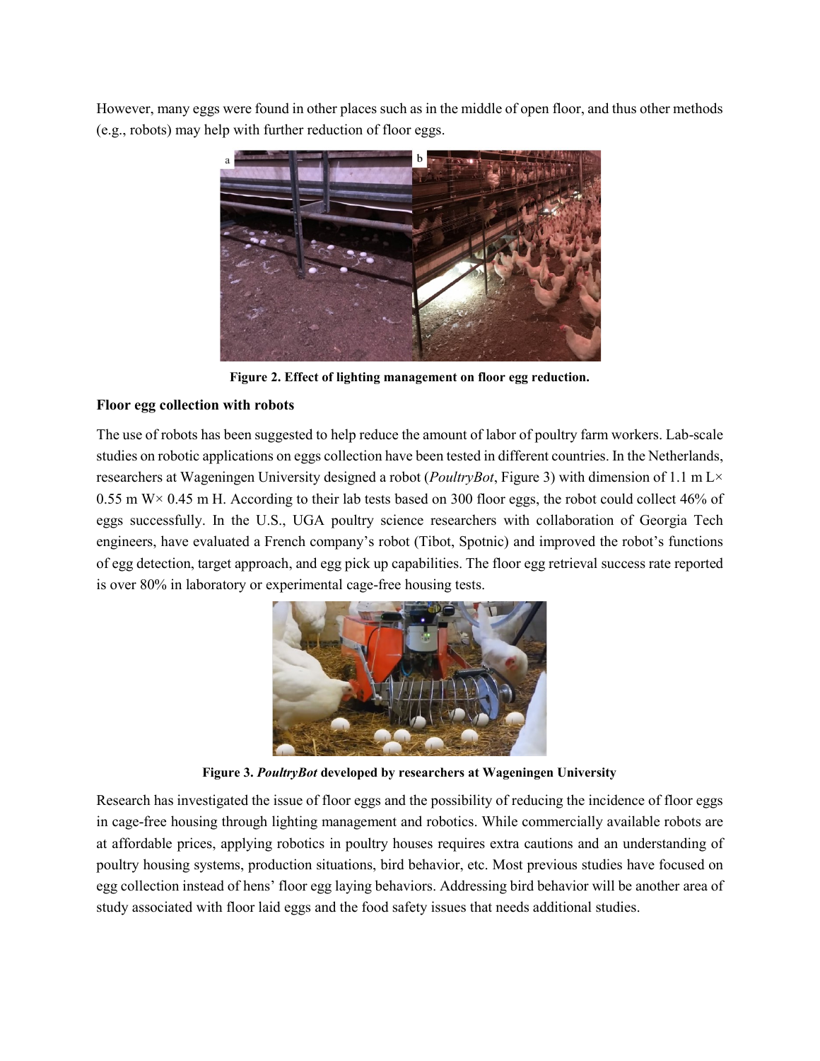However, many eggs were found in other places such as in the middle of open floor, and thus other methods (e.g., robots) may help with further reduction of floor eggs.

**Figure 2. Effect of lighting management on floor egg reduction.**

**Floor egg collection with robots**

The use of robots has been suggested to help reduce the amount of labor of poultry farm workers. Lab-scale studies on robotic applications on eggs collection have been tested in different countries. In the Netherlands, researchers at Wageningen University designed a robot (*PoultryBot*, Figure 3) with dimension of 1.1 m L× 0.55 m W× 0.45 m H. According to their lab tests based on 300 floor eggs, the robot could collect 46% of eggs successfully. In the U.S., UGA poultry science researchers with collaboration of Georgia Tech engineers, have evaluated a French company's robot (Tibot, Spotnic) and improved the robot's functions of egg detection, target approach, and egg pick up capabilities. The floor egg retrieval success rate reported is over 80% in laboratory or experimental cage-free housing tests.

**Figure 3. *PoultryBot* developed by researchers at Wageningen University**

Research has investigated the issue of floor eggs and the possibility of reducing the incidence of floor eggs in cage-free housing through lighting management and robotics. While commercially available robots are at affordable prices, applying robotics in poultry houses requires extra cautions and an understanding of poultry housing systems, production situations, bird behavior, etc. Most previous studies have focused on egg collection instead of hens' floor egg laying behaviors. Addressing bird behavior will be another area of study associated with floor laid eggs and the food safety issues that needs additional studies.